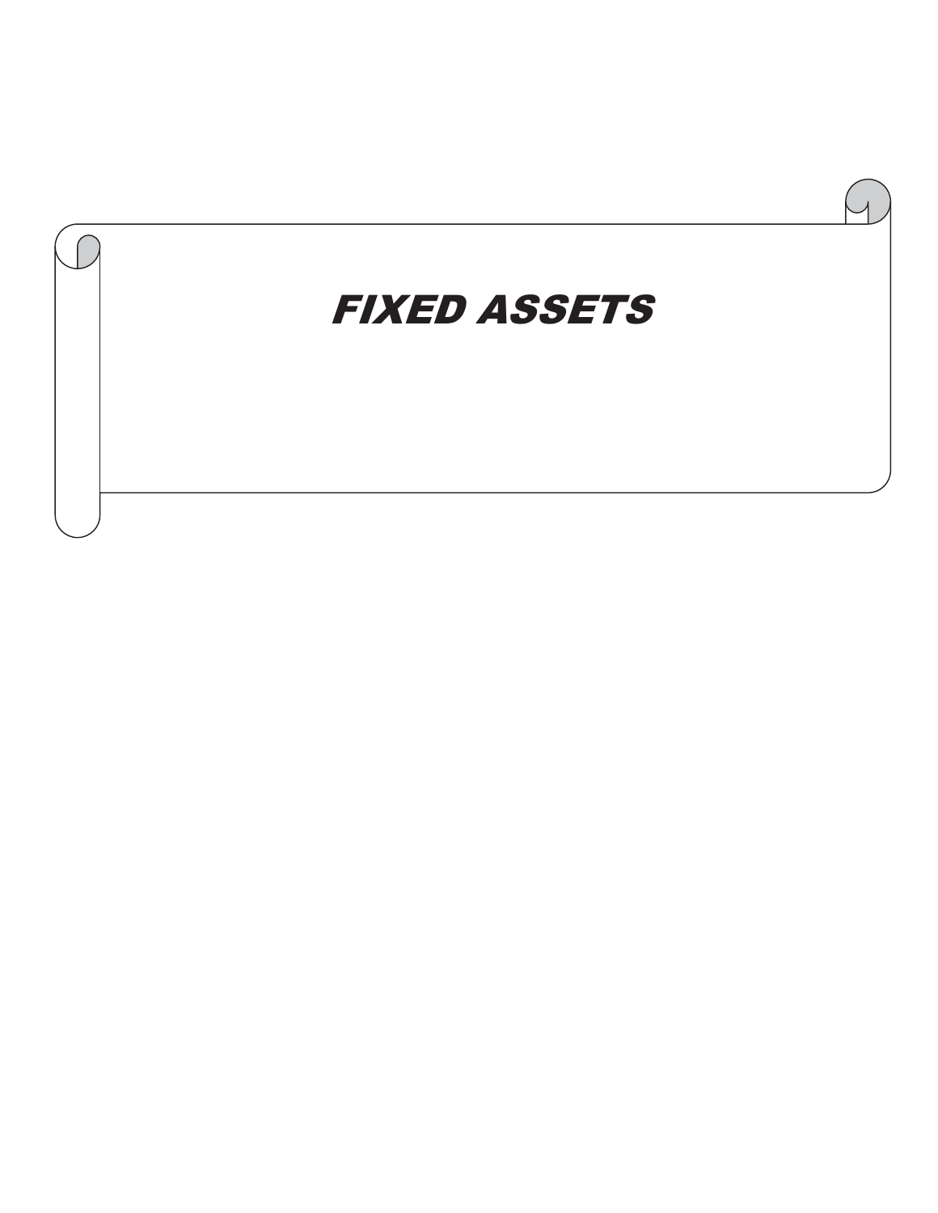# FIXED ASSETS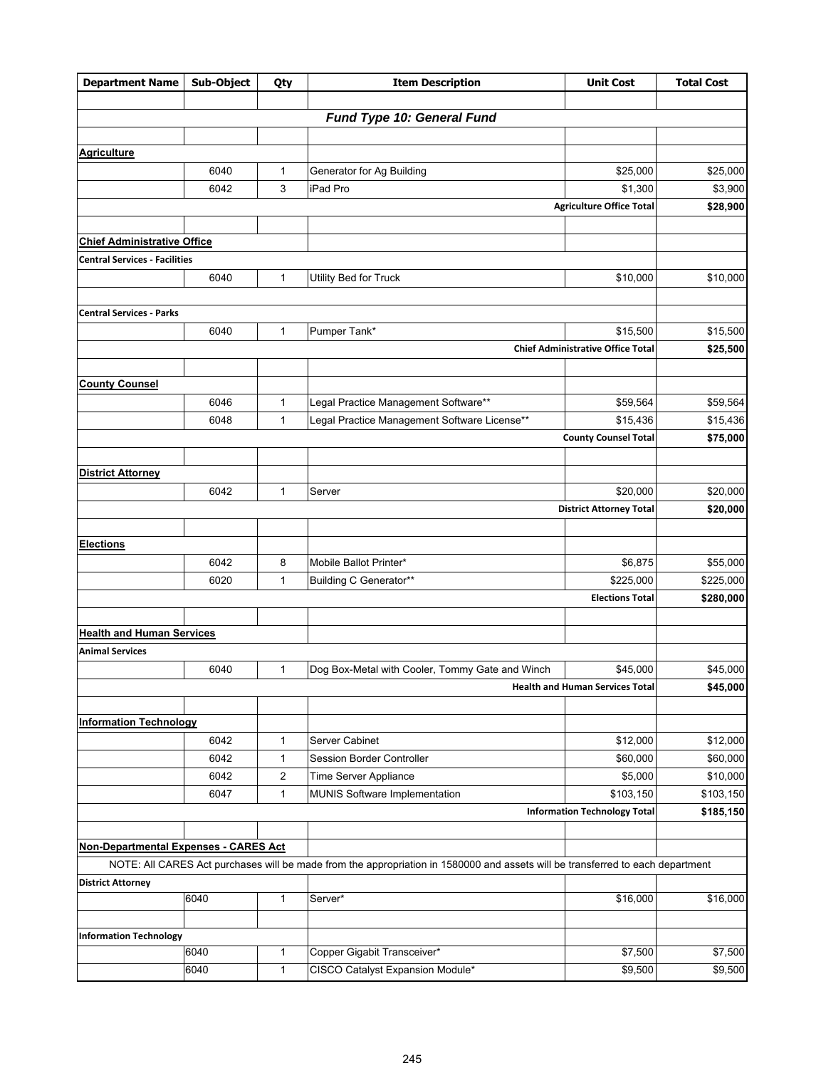| Department Name | Sub-Object | Qty | Item Description | Unit Cost | Total Cost |
|---|---|---|---|---|---|
| | | | | | |
| | | | ***Fund Type 10: General Fund*** | | |
| | | | | | |
| **Agriculture** | | | | | |
| | 6040 | 1 | Generator for Ag Building | $25,000 | $25,000 |
| | 6042 | 3 | iPad Pro | $1,300 | $3,900 |
| | | | | **Agriculture Office Total** | **$28,900** |
| | | | | | |
| **Chief Administrative Office** | | | | | |
| **Central Services - Facilities** | | | | | |
| | 6040 | 1 | Utility Bed for Truck | $10,000 | $10,000 |
| | | | | | |
| **Central Services - Parks** | | | | | |
| | 6040 | 1 | Pumper Tank* | $15,500 | $15,500 |
| | | | | **Chief Administrative Office Total** | **$25,500** |
| | | | | | |
| **County Counsel** | | | | | |
| | 6046 | 1 | Legal Practice Management Software** | $59,564 | $59,564 |
| | 6048 | 1 | Legal Practice Management Software License** | $15,436 | $15,436 |
| | | | | **County Counsel Total** | **$75,000** |
| | | | | | |
| **District Attorney** | | | | | |
| | 6042 | 1 | Server | $20,000 | $20,000 |
| | | | | **District Attorney Total** | **$20,000** |
| | | | | | |
| **Elections** | | | | | |
| | 6042 | 8 | Mobile Ballot Printer* | $6,875 | $55,000 |
| | 6020 | 1 | Building C Generator** | $225,000 | $225,000 |
| | | | | **Elections Total** | **$280,000** |
| | | | | | |
| **Health and Human Services** | | | | | |
| **Animal Services** | | | | | |
| | 6040 | 1 | Dog Box-Metal with Cooler, Tommy Gate and Winch | $45,000 | $45,000 |
| | | | | **Health and Human Services Total** | **$45,000** |
| | | | | | |
| **Information Technology** | | | | | |
| | 6042 | 1 | Server Cabinet | $12,000 | $12,000 |
| | 6042 | 1 | Session Border Controller | $60,000 | $60,000 |
| | 6042 | 2 | Time Server Appliance | $5,000 | $10,000 |
| | 6047 | 1 | MUNIS Software Implementation | $103,150 | $103,150 |
| | | | | **Information Technology Total** | **$185,150** |
| | | | | | |
| **Non-Departmental Expenses - CARES Act** | | | | | |
| NOTE: All CARES Act purchases will be made from the appropriation in 1580000 and assets will be transferred to each department | | | | | |
| **District Attorney** | | | | | |
| | 6040 | 1 | Server* | $16,000 | $16,000 |
| | | | | | |
| **Information Technology** | | | | | |
| | 6040 | 1 | Copper Gigabit Transceiver* | $7,500 | $7,500 |
| | 6040 | 1 | CISCO Catalyst Expansion Module* | $9,500 | $9,500 |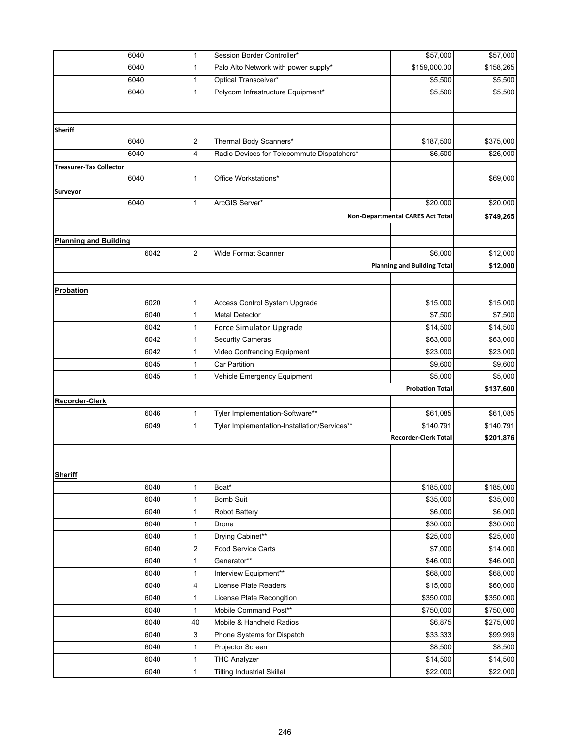| | | | | | |
|---|---|---|---|---|---|
| | 6040 | 1 | Session Border Controller* | $57,000 | $57,000 |
| | 6040 | 1 | Palo Alto Network with power supply* | $159,000.00 | $158,265 |
| | 6040 | 1 | Optical Transceiver* | $5,500 | $5,500 |
| | 6040 | 1 | Polycom Infrastructure Equipment* | $5,500 | $5,500 |
| | | | | | |
| | | | | | |
| **Sheriff** | | | | | |
| | 6040 | 2 | Thermal Body Scanners* | $187,500 | $375,000 |
| | 6040 | 4 | Radio Devices for Telecommute Dispatchers* | $6,500 | $26,000 |
| **Treasurer-Tax Collector** | | | | | |
| | 6040 | 1 | Office Workstations* | | $69,000 |
| **Surveyor** | | | | | |
| | 6040 | 1 | ArcGIS Server* | $20,000 | $20,000 |
| | | | | **Non-Departmental CARES Act Total** | **$749,265** |
| | | | | | |
| **Planning and Building** | | | | | |
| | 6042 | 2 | Wide Format Scanner | $6,000 | $12,000 |
| | | | | **Planning and Building Total** | **$12,000** |
| | | | | | |
| **Probation** | | | | | |
| | 6020 | 1 | Access Control System Upgrade | $15,000 | $15,000 |
| | 6040 | 1 | Metal Detector | $7,500 | $7,500 |
| | 6042 | 1 | Force Simulator Upgrade | $14,500 | $14,500 |
| | 6042 | 1 | Security Cameras | $63,000 | $63,000 |
| | 6042 | 1 | Video Confrencing Equipment | $23,000 | $23,000 |
| | 6045 | 1 | Car Partition | $9,600 | $9,600 |
| | 6045 | 1 | Vehicle Emergency Equipment | $5,000 | $5,000 |
| | | | | **Probation Total** | **$137,600** |
| **Recorder-Clerk** | | | | | |
| | 6046 | 1 | Tyler Implementation-Software** | $61,085 | $61,085 |
| | 6049 | 1 | Tyler Implementation-Installation/Services** | $140,791 | $140,791 |
| | | | | **Recorder-Clerk Total** | **$201,876** |
| | | | | | |
| | | | | | |
| **Sheriff** | | | | | |
| | 6040 | 1 | Boat* | $185,000 | $185,000 |
| | 6040 | 1 | Bomb Suit | $35,000 | $35,000 |
| | 6040 | 1 | Robot Battery | $6,000 | $6,000 |
| | 6040 | 1 | Drone | $30,000 | $30,000 |
| | 6040 | 1 | Drying Cabinet** | $25,000 | $25,000 |
| | 6040 | 2 | Food Service Carts | $7,000 | $14,000 |
| | 6040 | 1 | Generator** | $46,000 | $46,000 |
| | 6040 | 1 | Interview Equipment** | $68,000 | $68,000 |
| | 6040 | 4 | License Plate Readers | $15,000 | $60,000 |
| | 6040 | 1 | License Plate Recongition | $350,000 | $350,000 |
| | 6040 | 1 | Mobile Command Post** | $750,000 | $750,000 |
| | 6040 | 40 | Mobile & Handheld Radios | $6,875 | $275,000 |
| | 6040 | 3 | Phone Systems for Dispatch | $33,333 | $99,999 |
| | 6040 | 1 | Projector Screen | $8,500 | $8,500 |
| | 6040 | 1 | THC Analyzer | $14,500 | $14,500 |
| | 6040 | 1 | Tilting Industrial Skillet | $22,000 | $22,000 |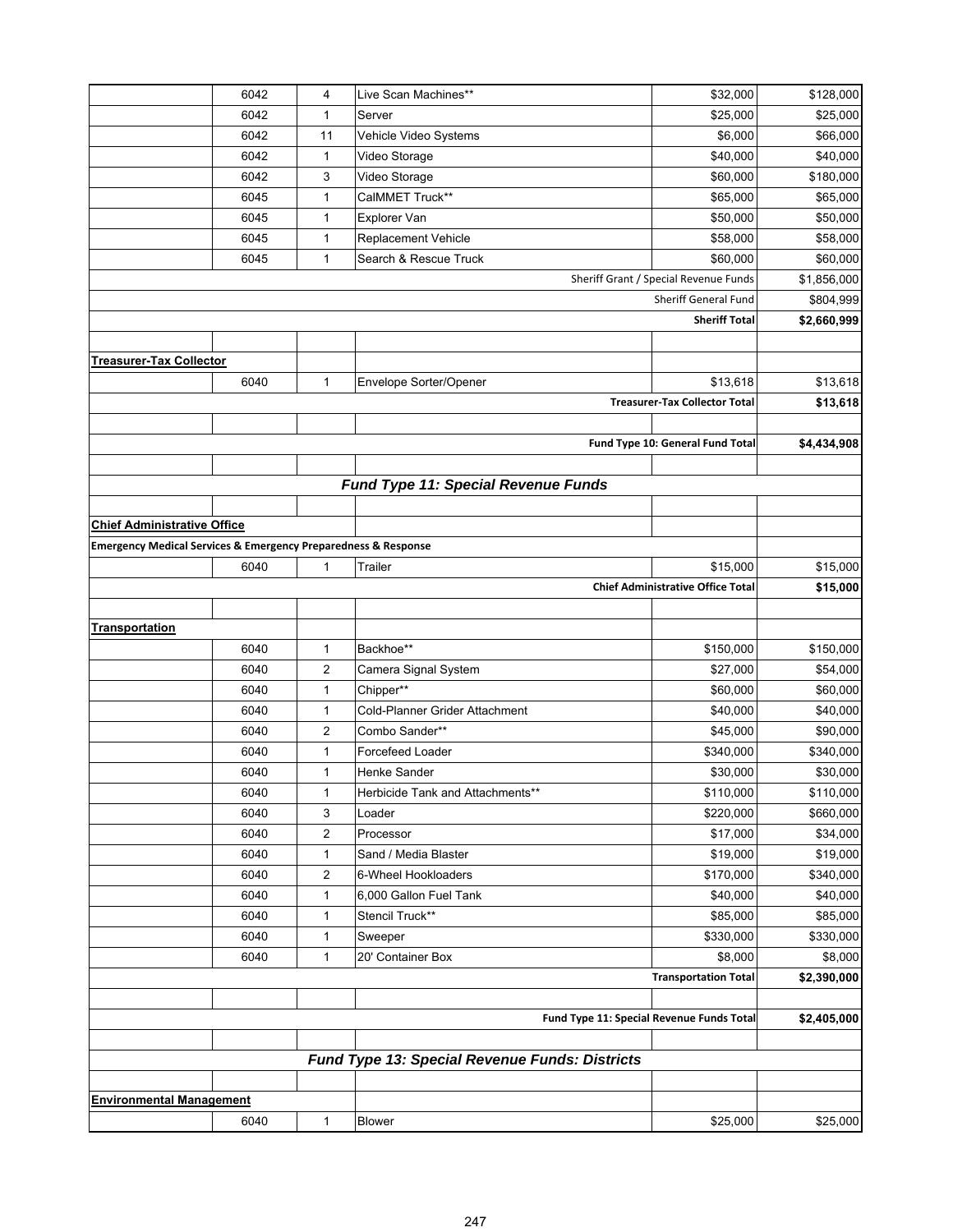| | | | | | |
|---|---|---|---|---|---|
| | 6042 | 4 | Live Scan Machines** | $32,000 | $128,000 |
| | 6042 | 1 | Server | $25,000 | $25,000 |
| | 6042 | 11 | Vehicle Video Systems | $6,000 | $66,000 |
| | 6042 | 1 | Video Storage | $40,000 | $40,000 |
| | 6042 | 3 | Video Storage | $60,000 | $180,000 |
| | 6045 | 1 | CalMMET Truck** | $65,000 | $65,000 |
| | 6045 | 1 | Explorer Van | $50,000 | $50,000 |
| | 6045 | 1 | Replacement Vehicle | $58,000 | $58,000 |
| | 6045 | 1 | Search & Rescue Truck | $60,000 | $60,000 |
| | | | | Sheriff Grant / Special Revenue Funds | $1,856,000 |
| | | | | Sheriff General Fund | $804,999 |
| | | | | **Sheriff Total** | **$2,660,999** |
| | | | | | |
| **Treasurer-Tax Collector** | | | | | |
| | 6040 | 1 | Envelope Sorter/Opener | $13,618 | $13,618 |
| | | | | **Treasurer-Tax Collector Total** | **$13,618** |
| | | | | | |
| | | | | **Fund Type 10: General Fund Total** | **$4,434,908** |
| | | | | | |
| | | | ***Fund Type 11: Special Revenue Funds*** | | |
| | | | | | |
| **Chief Administrative Office** | | | | | |
| **Emergency Medical Services & Emergency Preparedness & Response** | | | | | |
| | 6040 | 1 | Trailer | $15,000 | $15,000 |
| | | | | **Chief Administrative Office Total** | **$15,000** |
| | | | | | |
| **Transportation** | | | | | |
| | 6040 | 1 | Backhoe** | $150,000 | $150,000 |
| | 6040 | 2 | Camera Signal System | $27,000 | $54,000 |
| | 6040 | 1 | Chipper** | $60,000 | $60,000 |
| | 6040 | 1 | Cold-Planner Grider Attachment | $40,000 | $40,000 |
| | 6040 | 2 | Combo Sander** | $45,000 | $90,000 |
| | 6040 | 1 | Forcefeed Loader | $340,000 | $340,000 |
| | 6040 | 1 | Henke Sander | $30,000 | $30,000 |
| | 6040 | 1 | Herbicide Tank and Attachments** | $110,000 | $110,000 |
| | 6040 | 3 | Loader | $220,000 | $660,000 |
| | 6040 | 2 | Processor | $17,000 | $34,000 |
| | 6040 | 1 | Sand / Media Blaster | $19,000 | $19,000 |
| | 6040 | 2 | 6-Wheel Hookloaders | $170,000 | $340,000 |
| | 6040 | 1 | 6,000 Gallon Fuel Tank | $40,000 | $40,000 |
| | 6040 | 1 | Stencil Truck** | $85,000 | $85,000 |
| | 6040 | 1 | Sweeper | $330,000 | $330,000 |
| | 6040 | 1 | 20' Container Box | $8,000 | $8,000 |
| | | | | **Transportation Total** | **$2,390,000** |
| | | | | | |
| | | | | **Fund Type 11: Special Revenue Funds Total** | **$2,405,000** |
| | | | | | |
| | | | ***Fund Type 13: Special Revenue Funds: Districts*** | | |
| | | | | | |
| **Environmental Management** | | | | | |
| | 6040 | 1 | Blower | $25,000 | $25,000 |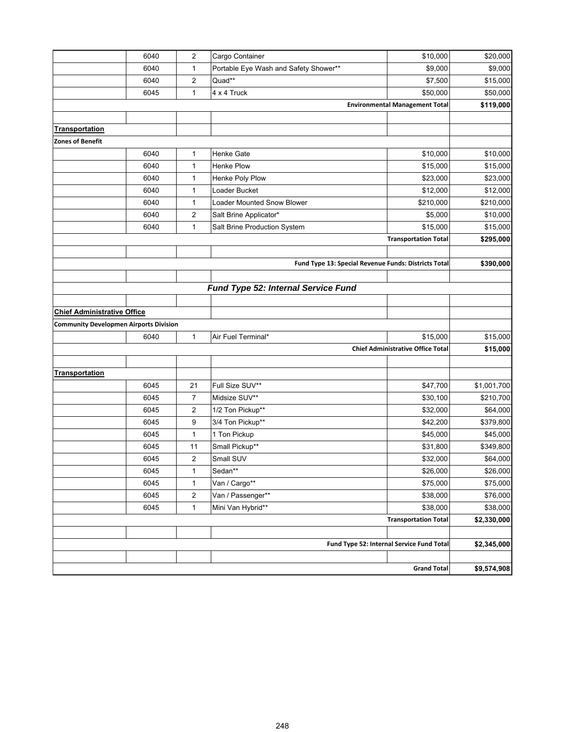| | | | | | |
|---|---|---|---|---|---|
| | 6040 | 2 | Cargo Container | $10,000 | $20,000 |
| | 6040 | 1 | Portable Eye Wash and Safety Shower** | $9,000 | $9,000 |
| | 6040 | 2 | Quad** | $7,500 | $15,000 |
| | 6045 | 1 | 4 x 4 Truck | $50,000 | $50,000 |
| | | | | **Environmental Management Total** | **$119,000** |
| | | | | | |
| **Transportation** | | | | | |
| **Zones of Benefit** | | | | | |
| | 6040 | 1 | Henke Gate | $10,000 | $10,000 |
| | 6040 | 1 | Henke Plow | $15,000 | $15,000 |
| | 6040 | 1 | Henke Poly Plow | $23,000 | $23,000 |
| | 6040 | 1 | Loader Bucket | $12,000 | $12,000 |
| | 6040 | 1 | Loader Mounted Snow Blower | $210,000 | $210,000 |
| | 6040 | 2 | Salt Brine Applicator* | $5,000 | $10,000 |
| | 6040 | 1 | Salt Brine Production System | $15,000 | $15,000 |
| | | | | **Transportation Total** | **$295,000** |
| | | | | | |
| | | | | **Fund Type 13: Special Revenue Funds: Districts Total** | **$390,000** |
| | | | | | |
| | | | ***Fund Type 52: Internal Service Fund*** | | |
| | | | | | |
| **Chief Administrative Office** | | | | | |
| **Community Developmen Airports Division** | | | | | |
| | 6040 | 1 | Air Fuel Terminal* | $15,000 | $15,000 |
| | | | | **Chief Administrative Office Total** | **$15,000** |
| | | | | | |
| **Transportation** | | | | | |
| | 6045 | 21 | Full Size SUV** | $47,700 | $1,001,700 |
| | 6045 | 7 | Midsize SUV** | $30,100 | $210,700 |
| | 6045 | 2 | 1/2 Ton Pickup** | $32,000 | $64,000 |
| | 6045 | 9 | 3/4 Ton Pickup** | $42,200 | $379,800 |
| | 6045 | 1 | 1 Ton Pickup | $45,000 | $45,000 |
| | 6045 | 11 | Small Pickup** | $31,800 | $349,800 |
| | 6045 | 2 | Small SUV | $32,000 | $64,000 |
| | 6045 | 1 | Sedan** | $26,000 | $26,000 |
| | 6045 | 1 | Van / Cargo** | $75,000 | $75,000 |
| | 6045 | 2 | Van / Passenger** | $38,000 | $76,000 |
| | 6045 | 1 | Mini Van Hybrid** | $38,000 | $38,000 |
| | | | | **Transportation Total** | **$2,330,000** |
| | | | | | |
| | | | | **Fund Type 52: Internal Service Fund Total** | **$2,345,000** |
| | | | | | |
| | | | | **Grand Total** | **$9,574,908** |